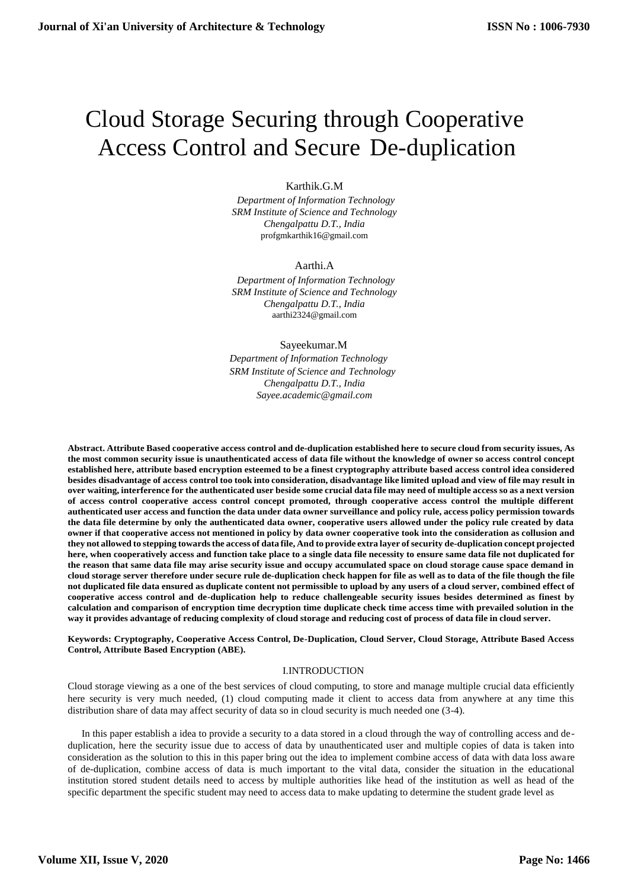# Cloud Storage Securing through Cooperative Access Control and Secure De-duplication

Karthik.G.M

*Department of Information Technology*
*SRM Institute of Science and Technology*
*Chengalpattu D.T., India*
profgmkarthik16@gmail.com

Aarthi.A

*Department of Information Technology*
*SRM Institute of Science and Technology*
*Chengalpattu D.T., India*
aarthi2324@gmail.com

Sayeekumar.M

*Department of Information Technology*
*SRM Institute of Science and Technology*
*Chengalpattu D.T., India*
*Sayee.academic@gmail.com*

**Abstract. Attribute Based cooperative access control and de-duplication established here to secure cloud from security issues, As the most common security issue is unauthenticated access of data file without the knowledge of owner so access control concept established here, attribute based encryption esteemed to be a finest cryptography attribute based access control idea considered besides disadvantage of access control too took into consideration, disadvantage like limited upload and view of file may result in over waiting, interference for the authenticated user beside some crucial data file may need of multiple access so as a next version of access control cooperative access control concept promoted, through cooperative access control the multiple different authenticated user access and function the data under data owner surveillance and policy rule, access policy permission towards the data file determine by only the authenticated data owner, cooperative users allowed under the policy rule created by data owner if that cooperative access not mentioned in policy by data owner cooperative took into the consideration as collusion and they not allowed to stepping towards the access of data file, And to provide extra layer of security de-duplication concept projected here, when cooperatively access and function take place to a single data file necessity to ensure same data file not duplicated for the reason that same data file may arise security issue and occupy accumulated space on cloud storage cause space demand in cloud storage server therefore under secure rule de-duplication check happen for file as well as to data of the file though the file not duplicated file data ensured as duplicate content not permissible to upload by any users of a cloud server, combined effect of cooperative access control and de-duplication help to reduce challengeable security issues besides determined as finest by calculation and comparison of encryption time decryption time duplicate check time access time with prevailed solution in the way it provides advantage of reducing complexity of cloud storage and reducing cost of process of data file in cloud server.**

**Keywords: Cryptography, Cooperative Access Control, De-Duplication, Cloud Server, Cloud Storage, Attribute Based Access Control, Attribute Based Encryption (ABE).**

## I.INTRODUCTION

Cloud storage viewing as a one of the best services of cloud computing, to store and manage multiple crucial data efficiently here security is very much needed, (1) cloud computing made it client to access data from anywhere at any time this distribution share of data may affect security of data so in cloud security is much needed one (3-4).

In this paper establish a idea to provide a security to a data stored in a cloud through the way of controlling access and de-duplication, here the security issue due to access of data by unauthenticated user and multiple copies of data is taken into consideration as the solution to this in this paper bring out the idea to implement combine access of data with data loss aware of de-duplication, combine access of data is much important to the vital data, consider the situation in the educational institution stored student details need to access by multiple authorities like head of the institution as well as head of the specific department the specific student may need to access data to make updating to determine the student grade level as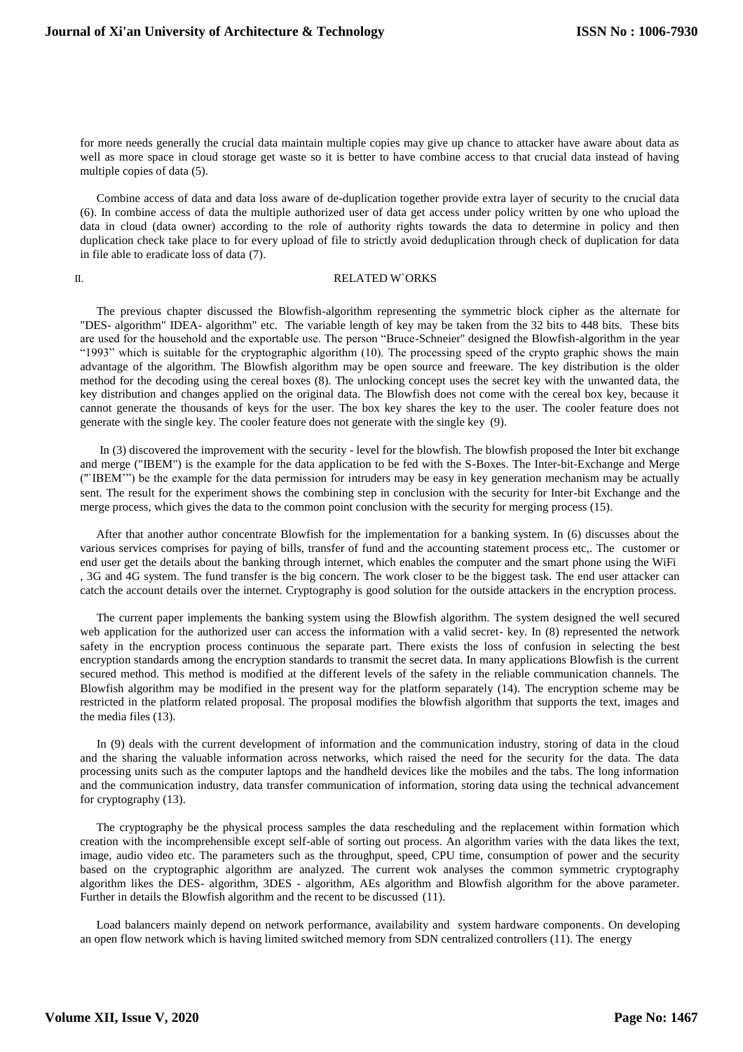for more needs generally the crucial data maintain multiple copies may give up chance to attacker have aware about data as well as more space in cloud storage get waste so it is better to have combine access to that crucial data instead of having multiple copies of data (5).

Combine access of data and data loss aware of de-duplication together provide extra layer of security to the crucial data (6). In combine access of data the multiple authorized user of data get access under policy written by one who upload the data in cloud (data owner) according to the role of authority rights towards the data to determine in policy and then duplication check take place to for every upload of file to strictly avoid deduplication through check of duplication for data in file able to eradicate loss of data (7).

## II. RELATED W`ORKS

The previous chapter discussed the Blowfish-algorithm representing the symmetric block cipher as the alternate for "DES- algorithm" IDEA- algorithm" etc. The variable length of key may be taken from the 32 bits to 448 bits. These bits are used for the household and the exportable use. The person "Bruce-Schneier" designed the Blowfish-algorithm in the year "1993" which is suitable for the cryptographic algorithm (10). The processing speed of the crypto graphic shows the main advantage of the algorithm. The Blowfish algorithm may be open source and freeware. The key distribution is the older method for the decoding using the cereal boxes (8). The unlocking concept uses the secret key with the unwanted data, the key distribution and changes applied on the original data. The Blowfish does not come with the cereal box key, because it cannot generate the thousands of keys for the user. The box key shares the key to the user. The cooler feature does not generate with the single key. The cooler feature does not generate with the single key (9).

In (3) discovered the improvement with the security - level for the blowfish. The blowfish proposed the Inter bit exchange and merge ("IBEM") is the example for the data application to be fed with the S-Boxes. The Inter-bit-Exchange and Merge ("`IBEM'") be the example for the data permission for intruders may be easy in key generation mechanism may be actually sent. The result for the experiment shows the combining step in conclusion with the security for Inter-bit Exchange and the merge process, which gives the data to the common point conclusion with the security for merging process (15).

After that another author concentrate Blowfish for the implementation for a banking system. In (6) discusses about the various services comprises for paying of bills, transfer of fund and the accounting statement process etc,. The customer or end user get the details about the banking through internet, which enables the computer and the smart phone using the WiFi , 3G and 4G system. The fund transfer is the big concern. The work closer to be the biggest task. The end user attacker can catch the account details over the internet. Cryptography is good solution for the outside attackers in the encryption process.

The current paper implements the banking system using the Blowfish algorithm. The system designed the well secured web application for the authorized user can access the information with a valid secret- key. In (8) represented the network safety in the encryption process continuous the separate part. There exists the loss of confusion in selecting the best encryption standards among the encryption standards to transmit the secret data. In many applications Blowfish is the current secured method. This method is modified at the different levels of the safety in the reliable communication channels. The Blowfish algorithm may be modified in the present way for the platform separately (14). The encryption scheme may be restricted in the platform related proposal. The proposal modifies the blowfish algorithm that supports the text, images and the media files (13).

In (9) deals with the current development of information and the communication industry, storing of data in the cloud and the sharing the valuable information across networks, which raised the need for the security for the data. The data processing units such as the computer laptops and the handheld devices like the mobiles and the tabs. The long information and the communication industry, data transfer communication of information, storing data using the technical advancement for cryptography (13).

The cryptography be the physical process samples the data rescheduling and the replacement within formation which creation with the incomprehensible except self-able of sorting out process. An algorithm varies with the data likes the text, image, audio video etc. The parameters such as the throughput, speed, CPU time, consumption of power and the security based on the cryptographic algorithm are analyzed. The current wok analyses the common symmetric cryptography algorithm likes the DES- algorithm, 3DES - algorithm, AEs algorithm and Blowfish algorithm for the above parameter. Further in details the Blowfish algorithm and the recent to be discussed (11).

Load balancers mainly depend on network performance, availability and system hardware components. On developing an open flow network which is having limited switched memory from SDN centralized controllers (11). The energy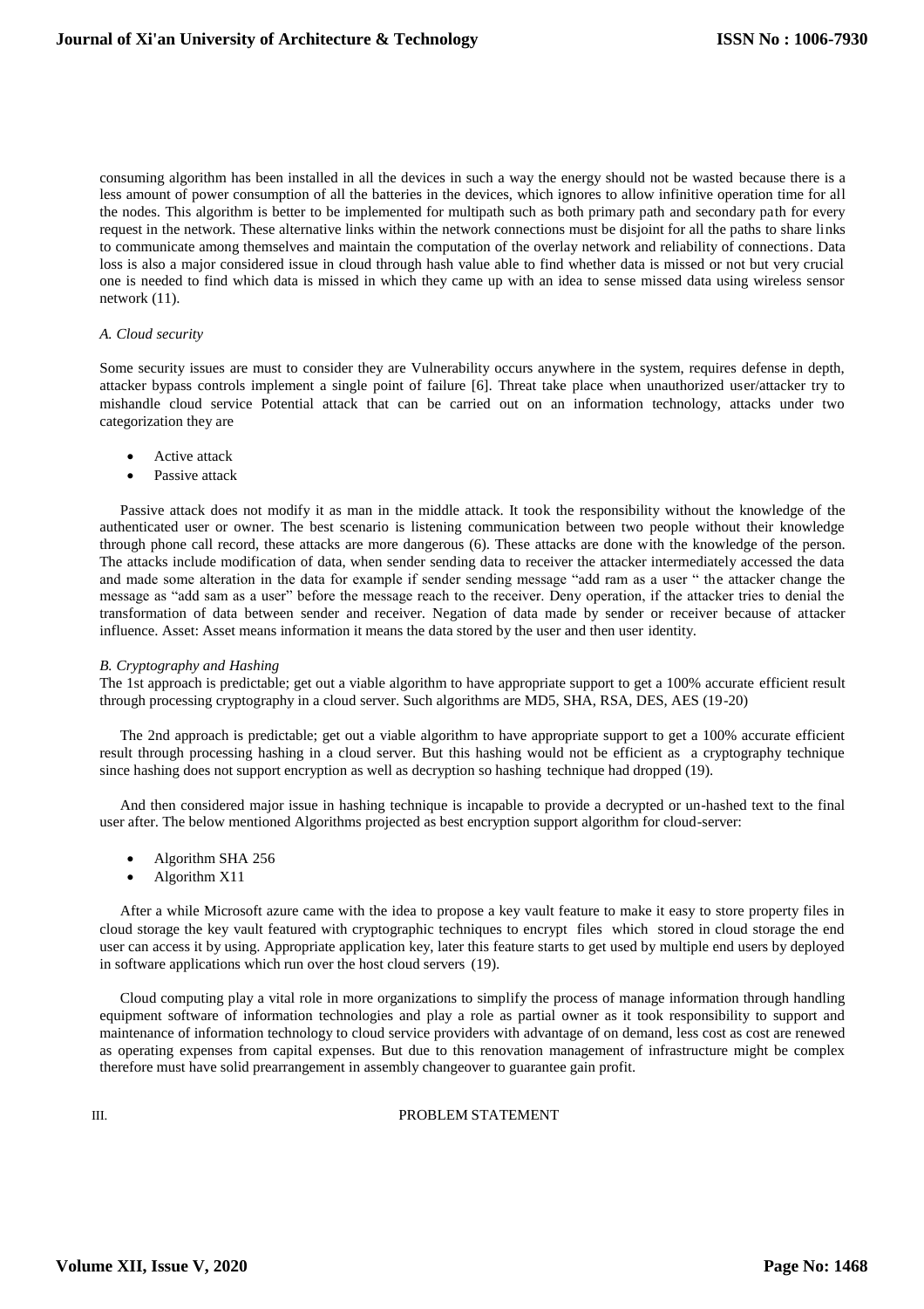consuming algorithm has been installed in all the devices in such a way the energy should not be wasted because there is a less amount of power consumption of all the batteries in the devices, which ignores to allow infinitive operation time for all the nodes. This algorithm is better to be implemented for multipath such as both primary path and secondary path for every request in the network. These alternative links within the network connections must be disjoint for all the paths to share links to communicate among themselves and maintain the computation of the overlay network and reliability of connections. Data loss is also a major considered issue in cloud through hash value able to find whether data is missed or not but very crucial one is needed to find which data is missed in which they came up with an idea to sense missed data using wireless sensor network (11).

### *A. Cloud security*

Some security issues are must to consider they are Vulnerability occurs anywhere in the system, requires defense in depth, attacker bypass controls implement a single point of failure [6]. Threat take place when unauthorized user/attacker try to mishandle cloud service Potential attack that can be carried out on an information technology, attacks under two categorization they are

- Active attack
- Passive attack

Passive attack does not modify it as man in the middle attack. It took the responsibility without the knowledge of the authenticated user or owner. The best scenario is listening communication between two people without their knowledge through phone call record, these attacks are more dangerous (6). These attacks are done with the knowledge of the person. The attacks include modification of data, when sender sending data to receiver the attacker intermediately accessed the data and made some alteration in the data for example if sender sending message "add ram as a user " the attacker change the message as "add sam as a user" before the message reach to the receiver. Deny operation, if the attacker tries to denial the transformation of data between sender and receiver. Negation of data made by sender or receiver because of attacker influence. Asset: Asset means information it means the data stored by the user and then user identity.

### *B. Cryptography and Hashing*

The 1st approach is predictable; get out a viable algorithm to have appropriate support to get a 100% accurate efficient result through processing cryptography in a cloud server. Such algorithms are MD5, SHA, RSA, DES, AES (19-20)

The 2nd approach is predictable; get out a viable algorithm to have appropriate support to get a 100% accurate efficient result through processing hashing in a cloud server. But this hashing would not be efficient as a cryptography technique since hashing does not support encryption as well as decryption so hashing technique had dropped (19).

And then considered major issue in hashing technique is incapable to provide a decrypted or un-hashed text to the final user after. The below mentioned Algorithms projected as best encryption support algorithm for cloud-server:

- Algorithm SHA 256
- Algorithm X11

After a while Microsoft azure came with the idea to propose a key vault feature to make it easy to store property files in cloud storage the key vault featured with cryptographic techniques to encrypt files which stored in cloud storage the end user can access it by using. Appropriate application key, later this feature starts to get used by multiple end users by deployed in software applications which run over the host cloud servers (19).

Cloud computing play a vital role in more organizations to simplify the process of manage information through handling equipment software of information technologies and play a role as partial owner as it took responsibility to support and maintenance of information technology to cloud service providers with advantage of on demand, less cost as cost are renewed as operating expenses from capital expenses. But due to this renovation management of infrastructure might be complex therefore must have solid prearrangement in assembly changeover to guarantee gain profit.

## III. PROBLEM STATEMENT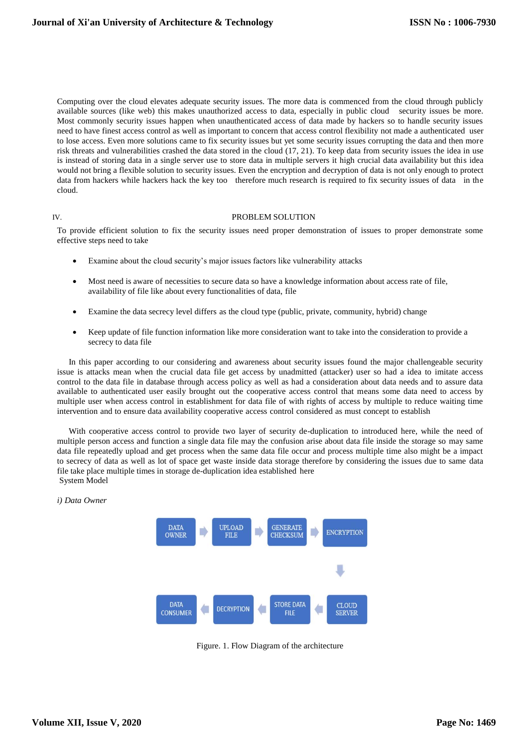Computing over the cloud elevates adequate security issues. The more data is commenced from the cloud through publicly available sources (like web) this makes unauthorized access to data, especially in public cloud security issues be more. Most commonly security issues happen when unauthenticated access of data made by hackers so to handle security issues need to have finest access control as well as important to concern that access control flexibility not made a authenticated user to lose access. Even more solutions came to fix security issues but yet some security issues corrupting the data and then more risk threats and vulnerabilities crashed the data stored in the cloud (17, 21). To keep data from security issues the idea in use is instead of storing data in a single server use to store data in multiple servers it high crucial data availability but this idea would not bring a flexible solution to security issues. Even the encryption and decryption of data is not only enough to protect data from hackers while hackers hack the key too therefore much research is required to fix security issues of data in the cloud.

## IV. PROBLEM SOLUTION

To provide efficient solution to fix the security issues need proper demonstration of issues to proper demonstrate some effective steps need to take

- Examine about the cloud security's major issues factors like vulnerability attacks
- Most need is aware of necessities to secure data so have a knowledge information about access rate of file, availability of file like about every functionalities of data, file
- Examine the data secrecy level differs as the cloud type (public, private, community, hybrid) change
- Keep update of file function information like more consideration want to take into the consideration to provide a secrecy to data file

In this paper according to our considering and awareness about security issues found the major challengeable security issue is attacks mean when the crucial data file get access by unadmitted (attacker) user so had a idea to imitate access control to the data file in database through access policy as well as had a consideration about data needs and to assure data available to authenticated user easily brought out the cooperative access control that means some data need to access by multiple user when access control in establishment for data file of with rights of access by multiple to reduce waiting time intervention and to ensure data availability cooperative access control considered as must concept to establish

With cooperative access control to provide two layer of security de-duplication to introduced here, while the need of multiple person access and function a single data file may the confusion arise about data file inside the storage so may same data file repeatedly upload and get process when the same data file occur and process multiple time also might be a impact to secrecy of data as well as lot of space get waste inside data storage therefore by considering the issues due to same data file take place multiple times in storage de-duplication idea established here

System Model

*i) Data Owner*

DATA OWNER → UPLOAD FILE → GENERATE CHECKSUM → ENCRYPTION → CLOUD SERVER → STORE DATA FILE → DECRYPTION → DATA CONSUMER

Figure. 1. Flow Diagram of the architecture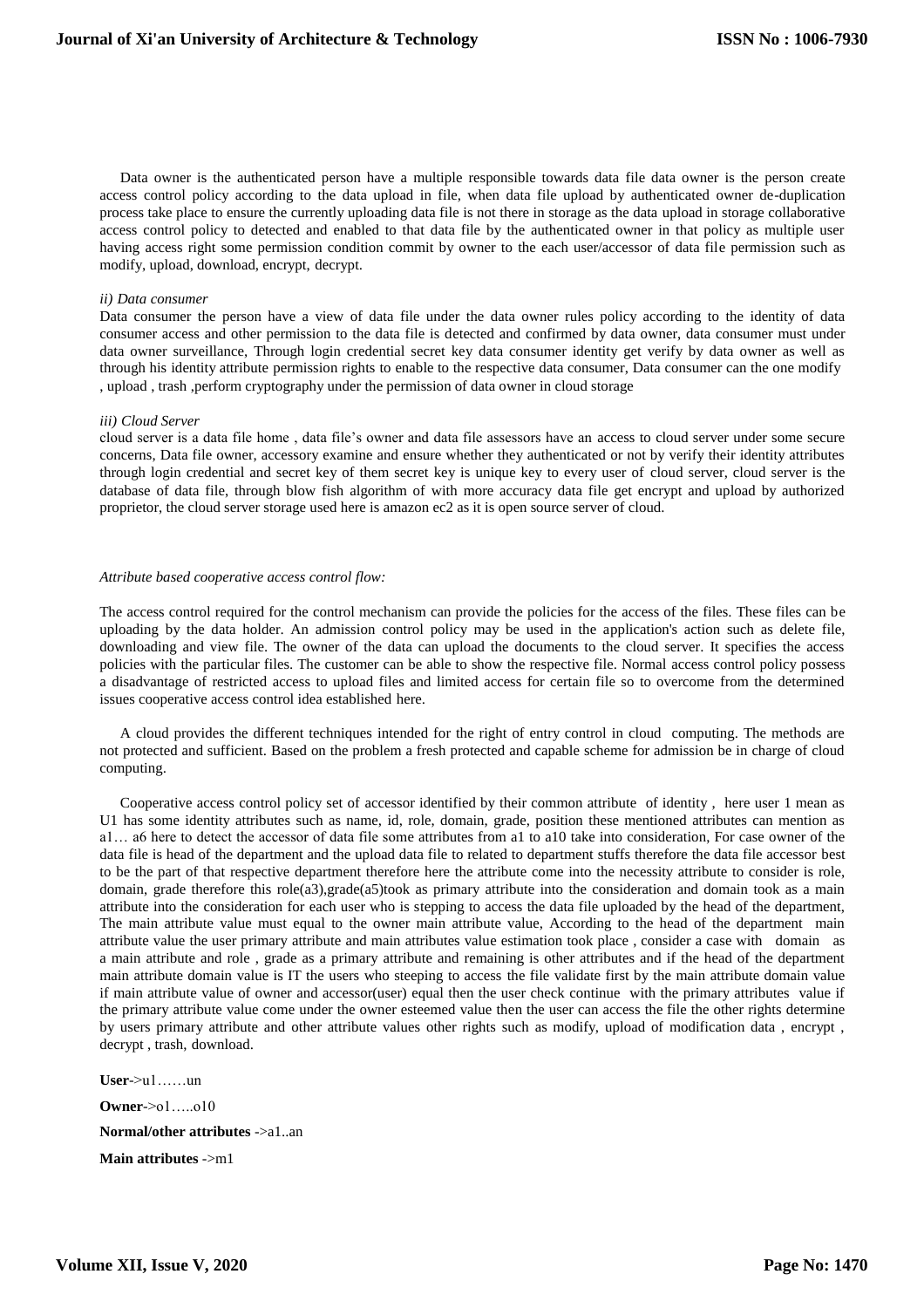Data owner is the authenticated person have a multiple responsible towards data file data owner is the person create access control policy according to the data upload in file, when data file upload by authenticated owner de-duplication process take place to ensure the currently uploading data file is not there in storage as the data upload in storage collaborative access control policy to detected and enabled to that data file by the authenticated owner in that policy as multiple user having access right some permission condition commit by owner to the each user/accessor of data file permission such as modify, upload, download, encrypt, decrypt.

*ii) Data consumer*

Data consumer the person have a view of data file under the data owner rules policy according to the identity of data consumer access and other permission to the data file is detected and confirmed by data owner, data consumer must under data owner surveillance, Through login credential secret key data consumer identity get verify by data owner as well as through his identity attribute permission rights to enable to the respective data consumer, Data consumer can the one modify , upload , trash ,perform cryptography under the permission of data owner in cloud storage

*iii) Cloud Server*

cloud server is a data file home , data file's owner and data file assessors have an access to cloud server under some secure concerns, Data file owner, accessory examine and ensure whether they authenticated or not by verify their identity attributes through login credential and secret key of them secret key is unique key to every user of cloud server, cloud server is the database of data file, through blow fish algorithm of with more accuracy data file get encrypt and upload by authorized proprietor, the cloud server storage used here is amazon ec2 as it is open source server of cloud.

*Attribute based cooperative access control flow:*

The access control required for the control mechanism can provide the policies for the access of the files. These files can be uploading by the data holder. An admission control policy may be used in the application's action such as delete file, downloading and view file. The owner of the data can upload the documents to the cloud server. It specifies the access policies with the particular files. The customer can be able to show the respective file. Normal access control policy possess a disadvantage of restricted access to upload files and limited access for certain file so to overcome from the determined issues cooperative access control idea established here.

A cloud provides the different techniques intended for the right of entry control in cloud computing. The methods are not protected and sufficient. Based on the problem a fresh protected and capable scheme for admission be in charge of cloud computing.

Cooperative access control policy set of accessor identified by their common attribute of identity , here user 1 mean as U1 has some identity attributes such as name, id, role, domain, grade, position these mentioned attributes can mention as a1… a6 here to detect the accessor of data file some attributes from a1 to a10 take into consideration, For case owner of the data file is head of the department and the upload data file to related to department stuffs therefore the data file accessor best to be the part of that respective department therefore here the attribute come into the necessity attribute to consider is role, domain, grade therefore this role(a3),grade(a5)took as primary attribute into the consideration and domain took as a main attribute into the consideration for each user who is stepping to access the data file uploaded by the head of the department, The main attribute value must equal to the owner main attribute value, According to the head of the department main attribute value the user primary attribute and main attributes value estimation took place , consider a case with domain as a main attribute and role , grade as a primary attribute and remaining is other attributes and if the head of the department main attribute domain value is IT the users who steeping to access the file validate first by the main attribute domain value if main attribute value of owner and accessor(user) equal then the user check continue with the primary attributes value if the primary attribute value come under the owner esteemed value then the user can access the file the other rights determine by users primary attribute and other attribute values other rights such as modify, upload of modification data , encrypt , decrypt , trash, download.

**User**->u1……un

**Owner**->o1…..o10

**Normal/other attributes** ->a1..an

**Main attributes** ->m1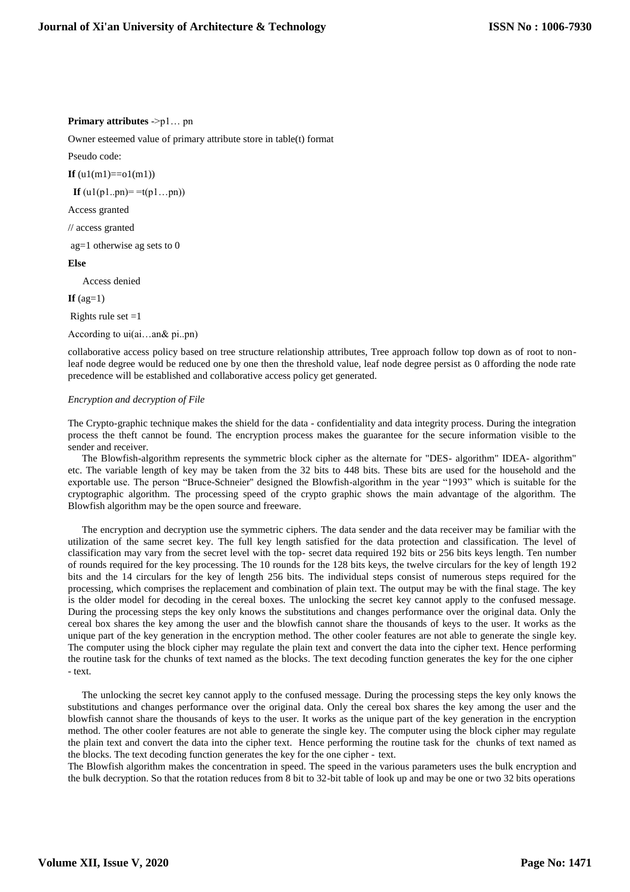**Primary attributes** ->p1… pn

Owner esteemed value of primary attribute store in table(t) format

Pseudo code:

```
If (u1(m1)==o1(m1))
  If (u1(p1..pn)= =t(p1…pn))
Access granted
// access granted
 ag=1 otherwise ag sets to 0
Else
    Access denied
If (ag=1)
 Rights rule set =1
According to ui(ai…an& pi..pn)
```

collaborative access policy based on tree structure relationship attributes, Tree approach follow top down as of root to non-leaf node degree would be reduced one by one then the threshold value, leaf node degree persist as 0 affording the node rate precedence will be established and collaborative access policy get generated.

*Encryption and decryption of File*

The Crypto-graphic technique makes the shield for the data - confidentiality and data integrity process. During the integration process the theft cannot be found. The encryption process makes the guarantee for the secure information visible to the sender and receiver.

The Blowfish-algorithm represents the symmetric block cipher as the alternate for "DES- algorithm" IDEA- algorithm" etc. The variable length of key may be taken from the 32 bits to 448 bits. These bits are used for the household and the exportable use. The person "Bruce-Schneier" designed the Blowfish-algorithm in the year "1993" which is suitable for the cryptographic algorithm. The processing speed of the crypto graphic shows the main advantage of the algorithm. The Blowfish algorithm may be the open source and freeware.

The encryption and decryption use the symmetric ciphers. The data sender and the data receiver may be familiar with the utilization of the same secret key. The full key length satisfied for the data protection and classification. The level of classification may vary from the secret level with the top- secret data required 192 bits or 256 bits keys length. Ten number of rounds required for the key processing. The 10 rounds for the 128 bits keys, the twelve circulars for the key of length 192 bits and the 14 circulars for the key of length 256 bits. The individual steps consist of numerous steps required for the processing, which comprises the replacement and combination of plain text. The output may be with the final stage. The key is the older model for decoding in the cereal boxes. The unlocking the secret key cannot apply to the confused message. During the processing steps the key only knows the substitutions and changes performance over the original data. Only the cereal box shares the key among the user and the blowfish cannot share the thousands of keys to the user. It works as the unique part of the key generation in the encryption method. The other cooler features are not able to generate the single key. The computer using the block cipher may regulate the plain text and convert the data into the cipher text. Hence performing the routine task for the chunks of text named as the blocks. The text decoding function generates the key for the one cipher - text.

The unlocking the secret key cannot apply to the confused message. During the processing steps the key only knows the substitutions and changes performance over the original data. Only the cereal box shares the key among the user and the blowfish cannot share the thousands of keys to the user. It works as the unique part of the key generation in the encryption method. The other cooler features are not able to generate the single key. The computer using the block cipher may regulate the plain text and convert the data into the cipher text. Hence performing the routine task for the chunks of text named as the blocks. The text decoding function generates the key for the one cipher - text.
The Blowfish algorithm makes the concentration in speed. The speed in the various parameters uses the bulk encryption and the bulk decryption. So that the rotation reduces from 8 bit to 32-bit table of look up and may be one or two 32 bits operations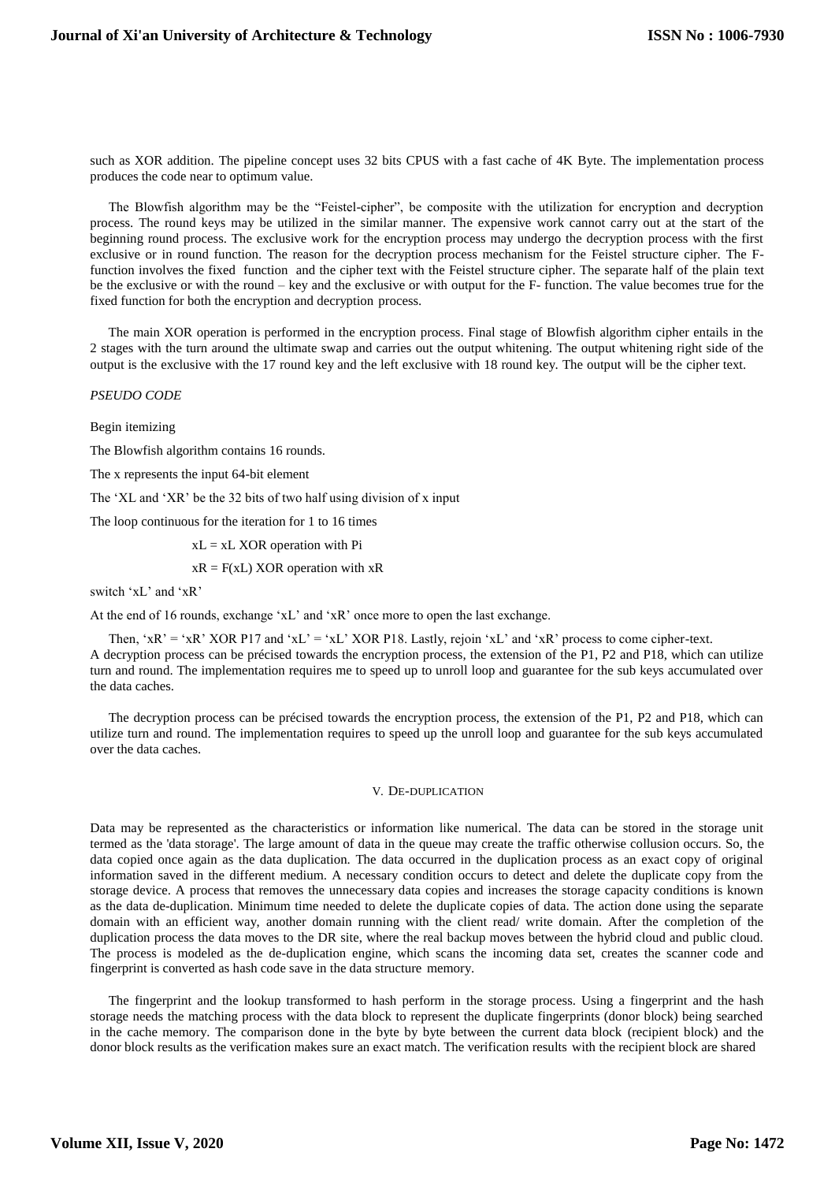such as XOR addition. The pipeline concept uses 32 bits CPUS with a fast cache of 4K Byte. The implementation process produces the code near to optimum value.

The Blowfish algorithm may be the "Feistel-cipher", be composite with the utilization for encryption and decryption process. The round keys may be utilized in the similar manner. The expensive work cannot carry out at the start of the beginning round process. The exclusive work for the encryption process may undergo the decryption process with the first exclusive or in round function. The reason for the decryption process mechanism for the Feistel structure cipher. The F-function involves the fixed function and the cipher text with the Feistel structure cipher. The separate half of the plain text be the exclusive or with the round – key and the exclusive or with output for the F- function. The value becomes true for the fixed function for both the encryption and decryption process.

The main XOR operation is performed in the encryption process. Final stage of Blowfish algorithm cipher entails in the 2 stages with the turn around the ultimate swap and carries out the output whitening. The output whitening right side of the output is the exclusive with the 17 round key and the left exclusive with 18 round key. The output will be the cipher text.

*PSEUDO CODE*

Begin itemizing

The Blowfish algorithm contains 16 rounds.

The x represents the input 64-bit element

The 'XL and 'XR' be the 32 bits of two half using division of x input

The loop continuous for the iteration for 1 to 16 times

xL = xL XOR operation with Pi

xR = F(xL) XOR operation with xR

switch 'xL' and 'xR'

At the end of 16 rounds, exchange 'xL' and 'xR' once more to open the last exchange.

Then, 'xR' = 'xR' XOR P17 and 'xL' = 'xL' XOR P18. Lastly, rejoin 'xL' and 'xR' process to come cipher-text.
A decryption process can be précised towards the encryption process, the extension of the P1, P2 and P18, which can utilize turn and round. The implementation requires me to speed up to unroll loop and guarantee for the sub keys accumulated over the data caches.

The decryption process can be précised towards the encryption process, the extension of the P1, P2 and P18, which can utilize turn and round. The implementation requires to speed up the unroll loop and guarantee for the sub keys accumulated over the data caches.

## V. De-duplication

Data may be represented as the characteristics or information like numerical. The data can be stored in the storage unit termed as the 'data storage'. The large amount of data in the queue may create the traffic otherwise collusion occurs. So, the data copied once again as the data duplication. The data occurred in the duplication process as an exact copy of original information saved in the different medium. A necessary condition occurs to detect and delete the duplicate copy from the storage device. A process that removes the unnecessary data copies and increases the storage capacity conditions is known as the data de-duplication. Minimum time needed to delete the duplicate copies of data. The action done using the separate domain with an efficient way, another domain running with the client read/ write domain. After the completion of the duplication process the data moves to the DR site, where the real backup moves between the hybrid cloud and public cloud. The process is modeled as the de-duplication engine, which scans the incoming data set, creates the scanner code and fingerprint is converted as hash code save in the data structure memory.

The fingerprint and the lookup transformed to hash perform in the storage process. Using a fingerprint and the hash storage needs the matching process with the data block to represent the duplicate fingerprints (donor block) being searched in the cache memory. The comparison done in the byte by byte between the current data block (recipient block) and the donor block results as the verification makes sure an exact match. The verification results with the recipient block are shared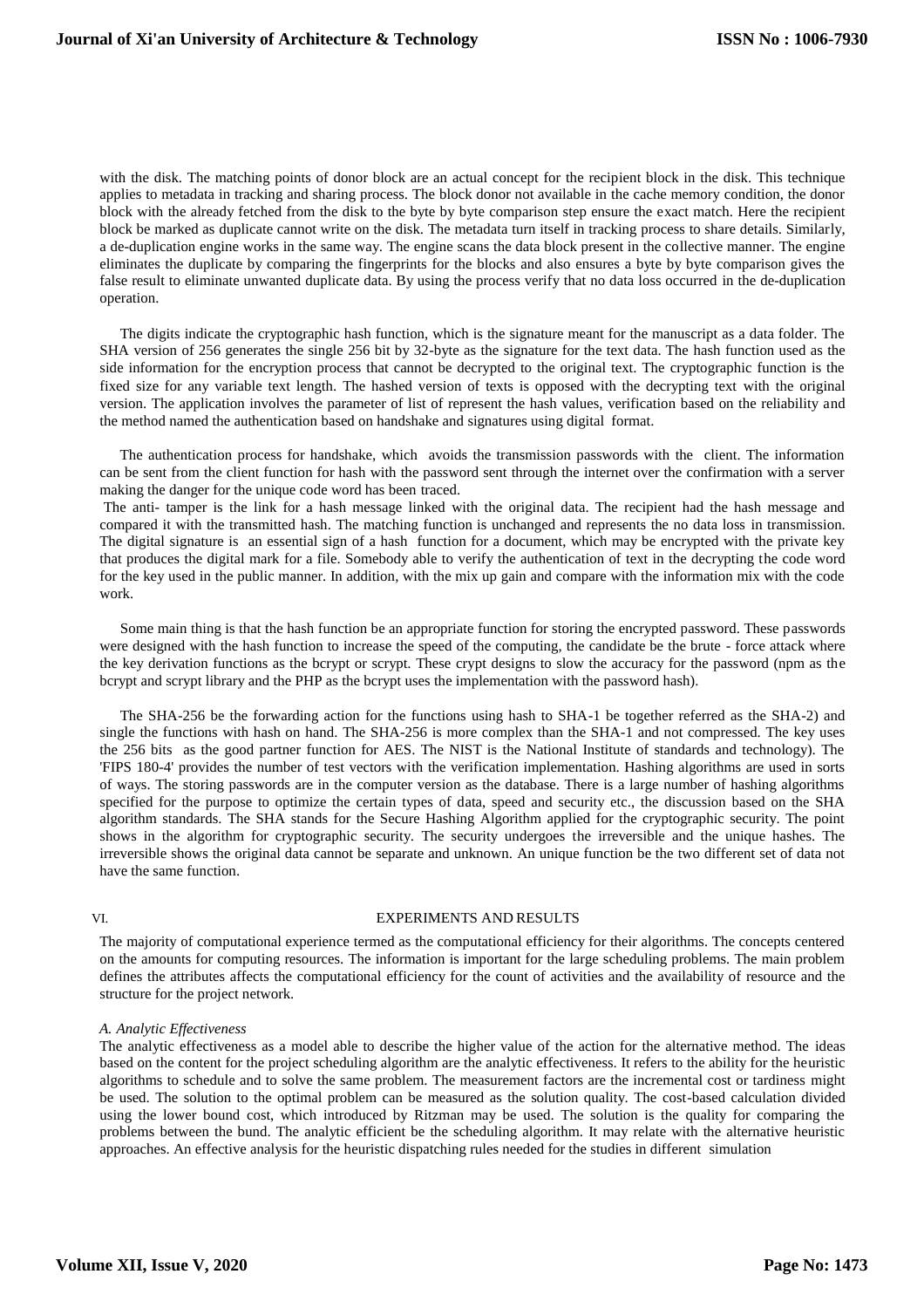with the disk. The matching points of donor block are an actual concept for the recipient block in the disk. This technique applies to metadata in tracking and sharing process. The block donor not available in the cache memory condition, the donor block with the already fetched from the disk to the byte by byte comparison step ensure the exact match. Here the recipient block be marked as duplicate cannot write on the disk. The metadata turn itself in tracking process to share details. Similarly, a de-duplication engine works in the same way. The engine scans the data block present in the collective manner. The engine eliminates the duplicate by comparing the fingerprints for the blocks and also ensures a byte by byte comparison gives the false result to eliminate unwanted duplicate data. By using the process verify that no data loss occurred in the de-duplication operation.

The digits indicate the cryptographic hash function, which is the signature meant for the manuscript as a data folder. The SHA version of 256 generates the single 256 bit by 32-byte as the signature for the text data. The hash function used as the side information for the encryption process that cannot be decrypted to the original text. The cryptographic function is the fixed size for any variable text length. The hashed version of texts is opposed with the decrypting text with the original version. The application involves the parameter of list of represent the hash values, verification based on the reliability and the method named the authentication based on handshake and signatures using digital format.

The authentication process for handshake, which avoids the transmission passwords with the client. The information can be sent from the client function for hash with the password sent through the internet over the confirmation with a server making the danger for the unique code word has been traced.

The anti- tamper is the link for a hash message linked with the original data. The recipient had the hash message and compared it with the transmitted hash. The matching function is unchanged and represents the no data loss in transmission. The digital signature is an essential sign of a hash function for a document, which may be encrypted with the private key that produces the digital mark for a file. Somebody able to verify the authentication of text in the decrypting the code word for the key used in the public manner. In addition, with the mix up gain and compare with the information mix with the code work.

Some main thing is that the hash function be an appropriate function for storing the encrypted password. These passwords were designed with the hash function to increase the speed of the computing, the candidate be the brute - force attack where the key derivation functions as the bcrypt or scrypt. These crypt designs to slow the accuracy for the password (npm as the bcrypt and scrypt library and the PHP as the bcrypt uses the implementation with the password hash).

The SHA-256 be the forwarding action for the functions using hash to SHA-1 be together referred as the SHA-2) and single the functions with hash on hand. The SHA-256 is more complex than the SHA-1 and not compressed. The key uses the 256 bits as the good partner function for AES. The NIST is the National Institute of standards and technology). The 'FIPS 180-4' provides the number of test vectors with the verification implementation. Hashing algorithms are used in sorts of ways. The storing passwords are in the computer version as the database. There is a large number of hashing algorithms specified for the purpose to optimize the certain types of data, speed and security etc., the discussion based on the SHA algorithm standards. The SHA stands for the Secure Hashing Algorithm applied for the cryptographic security. The point shows in the algorithm for cryptographic security. The security undergoes the irreversible and the unique hashes. The irreversible shows the original data cannot be separate and unknown. An unique function be the two different set of data not have the same function.

## VI. EXPERIMENTS AND RESULTS

The majority of computational experience termed as the computational efficiency for their algorithms. The concepts centered on the amounts for computing resources. The information is important for the large scheduling problems. The main problem defines the attributes affects the computational efficiency for the count of activities and the availability of resource and the structure for the project network.

### *A. Analytic Effectiveness*

The analytic effectiveness as a model able to describe the higher value of the action for the alternative method. The ideas based on the content for the project scheduling algorithm are the analytic effectiveness. It refers to the ability for the heuristic algorithms to schedule and to solve the same problem. The measurement factors are the incremental cost or tardiness might be used. The solution to the optimal problem can be measured as the solution quality. The cost-based calculation divided using the lower bound cost, which introduced by Ritzman may be used. The solution is the quality for comparing the problems between the bund. The analytic efficient be the scheduling algorithm. It may relate with the alternative heuristic approaches. An effective analysis for the heuristic dispatching rules needed for the studies in different simulation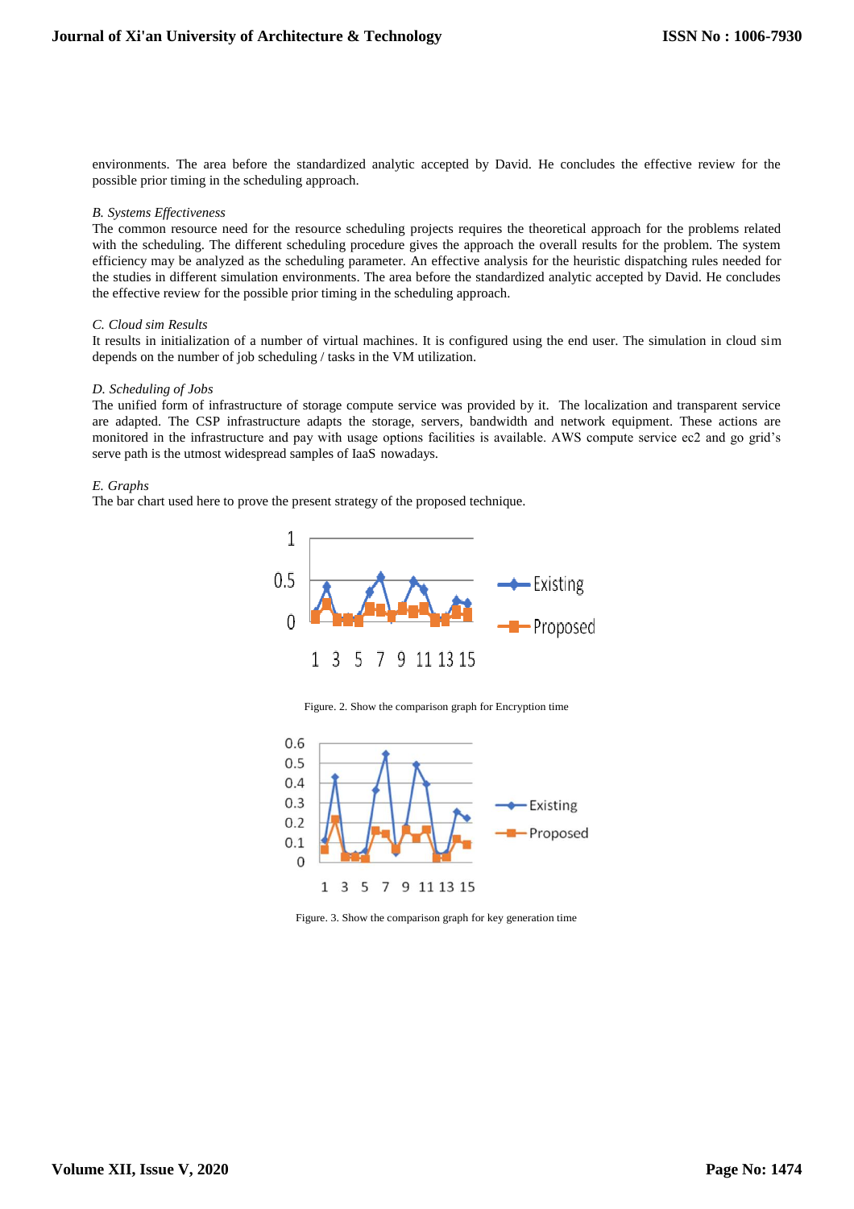environments. The area before the standardized analytic accepted by David. He concludes the effective review for the possible prior timing in the scheduling approach.

*B. Systems Effectiveness*

The common resource need for the resource scheduling projects requires the theoretical approach for the problems related with the scheduling. The different scheduling procedure gives the approach the overall results for the problem. The system efficiency may be analyzed as the scheduling parameter. An effective analysis for the heuristic dispatching rules needed for the studies in different simulation environments. The area before the standardized analytic accepted by David. He concludes the effective review for the possible prior timing in the scheduling approach.

*C. Cloud sim Results*

It results in initialization of a number of virtual machines. It is configured using the end user. The simulation in cloud sim depends on the number of job scheduling / tasks in the VM utilization.

*D. Scheduling of Jobs*

The unified form of infrastructure of storage compute service was provided by it. The localization and transparent service are adapted. The CSP infrastructure adapts the storage, servers, bandwidth and network equipment. These actions are monitored in the infrastructure and pay with usage options facilities is available. AWS compute service ec2 and go grid's serve path is the utmost widespread samples of IaaS nowadays.

*E. Graphs*

The bar chart used here to prove the present strategy of the proposed technique.

Figure. 2. Show the comparison graph for Encryption time

Figure. 3. Show the comparison graph for key generation time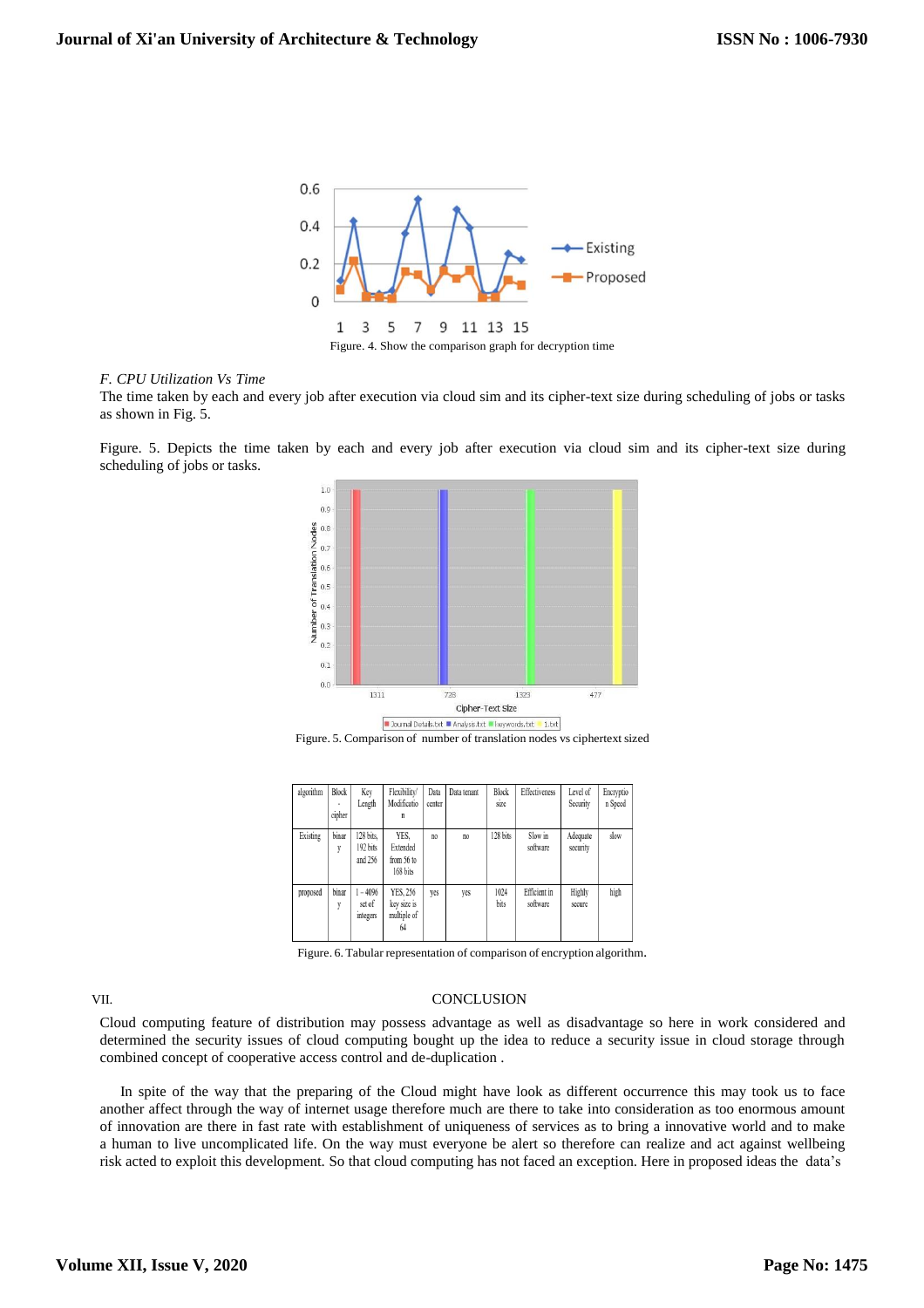Figure. 4. Show the comparison graph for decryption time

*F. CPU Utilization Vs Time*

The time taken by each and every job after execution via cloud sim and its cipher-text size during scheduling of jobs or tasks as shown in Fig. 5.

Figure. 5. Depicts the time taken by each and every job after execution via cloud sim and its cipher-text size during scheduling of jobs or tasks.

Figure. 5. Comparison of number of translation nodes vs ciphertext sized

| algorithm | Block - cipher | Key Length | Flexibility/ Modification | Data center | Data tenant | Block size | Effectiveness | Level of Security | Encryption Speed |
|---|---|---|---|---|---|---|---|---|---|
| Existing | binary | 128 bits, 192 bits and 256 | YES, Extended from 56 to 168 bits | no | no | 128 bits | Slow in software | Adequate security | slow |
| proposed | binary | 1 - 4096 set of integers | YES, 256 key size is multiple of 64 | yes | yes | 1024 bits | Efficient in software | Highly secure | high |

Figure. 6. Tabular representation of comparison of encryption algorithm.

## VII. CONCLUSION

Cloud computing feature of distribution may possess advantage as well as disadvantage so here in work considered and determined the security issues of cloud computing bought up the idea to reduce a security issue in cloud storage through combined concept of cooperative access control and de-duplication .

In spite of the way that the preparing of the Cloud might have look as different occurrence this may took us to face another affect through the way of internet usage therefore much are there to take into consideration as too enormous amount of innovation are there in fast rate with establishment of uniqueness of services as to bring a innovative world and to make a human to live uncomplicated life. On the way must everyone be alert so therefore can realize and act against wellbeing risk acted to exploit this development. So that cloud computing has not faced an exception. Here in proposed ideas the data's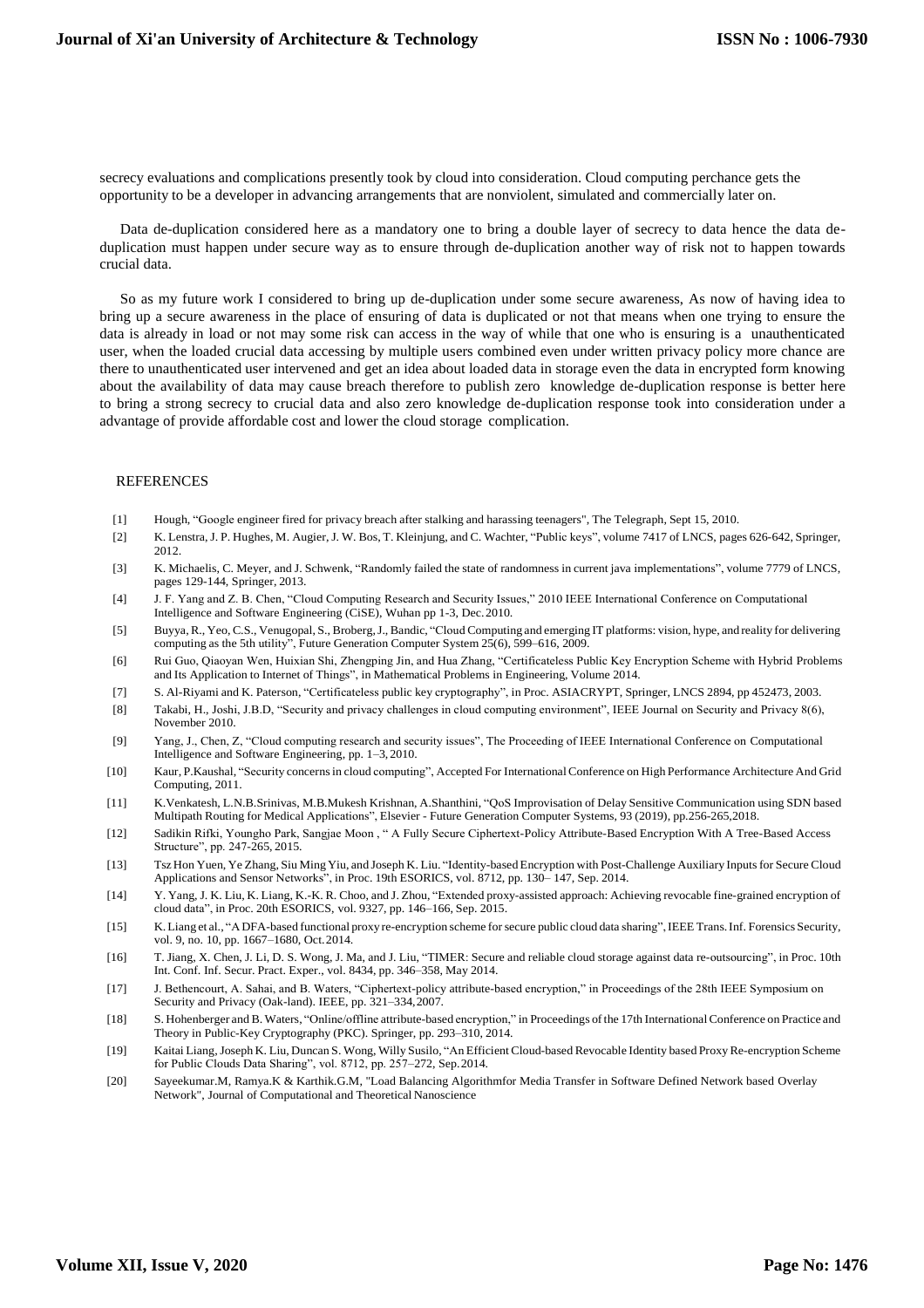secrecy evaluations and complications presently took by cloud into consideration. Cloud computing perchance gets the opportunity to be a developer in advancing arrangements that are nonviolent, simulated and commercially later on.

Data de-duplication considered here as a mandatory one to bring a double layer of secrecy to data hence the data de-duplication must happen under secure way as to ensure through de-duplication another way of risk not to happen towards crucial data.

So as my future work I considered to bring up de-duplication under some secure awareness, As now of having idea to bring up a secure awareness in the place of ensuring of data is duplicated or not that means when one trying to ensure the data is already in load or not may some risk can access in the way of while that one who is ensuring is a unauthenticated user, when the loaded crucial data accessing by multiple users combined even under written privacy policy more chance are there to unauthenticated user intervened and get an idea about loaded data in storage even the data in encrypted form knowing about the availability of data may cause breach therefore to publish zero knowledge de-duplication response is better here to bring a strong secrecy to crucial data and also zero knowledge de-duplication response took into consideration under a advantage of provide affordable cost and lower the cloud storage complication.

## REFERENCES

[1] Hough, "Google engineer fired for privacy breach after stalking and harassing teenagers", The Telegraph, Sept 15, 2010.

[2] K. Lenstra, J. P. Hughes, M. Augier, J. W. Bos, T. Kleinjung, and C. Wachter, "Public keys", volume 7417 of LNCS, pages 626-642, Springer, 2012.

[3] K. Michaelis, C. Meyer, and J. Schwenk, "Randomly failed the state of randomness in current java implementations", volume 7779 of LNCS, pages 129-144, Springer, 2013.

[4] J. F. Yang and Z. B. Chen, "Cloud Computing Research and Security Issues," 2010 IEEE International Conference on Computational Intelligence and Software Engineering (CiSE), Wuhan pp 1-3, Dec. 2010.

[5] Buyya, R., Yeo, C.S., Venugopal, S., Broberg, J., Bandic, "Cloud Computing and emerging IT platforms: vision, hype, and reality for delivering computing as the 5th utility", Future Generation Computer System 25(6), 599–616, 2009.

[6] Rui Guo, Qiaoyan Wen, Huixian Shi, Zhengping Jin, and Hua Zhang, "Certificateless Public Key Encryption Scheme with Hybrid Problems and Its Application to Internet of Things", in Mathematical Problems in Engineering, Volume 2014.

[7] S. Al-Riyami and K. Paterson, "Certificateless public key cryptography", in Proc. ASIACRYPT, Springer, LNCS 2894, pp 452473, 2003.

[8] Takabi, H., Joshi, J.B.D, "Security and privacy challenges in cloud computing environment", IEEE Journal on Security and Privacy 8(6), November 2010.

[9] Yang, J., Chen, Z, "Cloud computing research and security issues", The Proceeding of IEEE International Conference on Computational Intelligence and Software Engineering, pp. 1–3, 2010.

[10] Kaur, P.Kaushal, "Security concerns in cloud computing", Accepted For International Conference on High Performance Architecture And Grid Computing, 2011.

[11] K.Venkatesh, L.N.B.Srinivas, M.B.Mukesh Krishnan, A.Shanthini, "QoS Improvisation of Delay Sensitive Communication using SDN based Multipath Routing for Medical Applications", Elsevier - Future Generation Computer Systems, 93 (2019), pp.256-265,2018.

[12] Sadikin Rifki, Youngho Park, Sangjae Moon , " A Fully Secure Ciphertext-Policy Attribute-Based Encryption With A Tree-Based Access Structure", pp. 247-265, 2015.

[13] Tsz Hon Yuen, Ye Zhang, Siu Ming Yiu, and Joseph K. Liu. "Identity-based Encryption with Post-Challenge Auxiliary Inputs for Secure Cloud Applications and Sensor Networks", in Proc. 19th ESORICS, vol. 8712, pp. 130– 147, Sep. 2014.

[14] Y. Yang, J. K. Liu, K. Liang, K.-K. R. Choo, and J. Zhou, "Extended proxy-assisted approach: Achieving revocable fine-grained encryption of cloud data", in Proc. 20th ESORICS, vol. 9327, pp. 146–166, Sep. 2015.

[15] K. Liang et al., "A DFA-based functional proxy re-encryption scheme for secure public cloud data sharing", IEEE Trans. Inf. Forensics Security, vol. 9, no. 10, pp. 1667–1680, Oct. 2014.

[16] T. Jiang, X. Chen, J. Li, D. S. Wong, J. Ma, and J. Liu, "TIMER: Secure and reliable cloud storage against data re-outsourcing", in Proc. 10th Int. Conf. Inf. Secur. Pract. Exper., vol. 8434, pp. 346–358, May 2014.

[17] J. Bethencourt, A. Sahai, and B. Waters, "Ciphertext-policy attribute-based encryption," in Proceedings of the 28th IEEE Symposium on Security and Privacy (Oak-land). IEEE, pp. 321–334, 2007.

[18] S. Hohenberger and B. Waters, "Online/offline attribute-based encryption," in Proceedings of the 17th International Conference on Practice and Theory in Public-Key Cryptography (PKC). Springer, pp. 293–310, 2014.

[19] Kaitai Liang, Joseph K. Liu, Duncan S. Wong, Willy Susilo, "An Efficient Cloud-based Revocable Identity based Proxy Re-encryption Scheme for Public Clouds Data Sharing", vol. 8712, pp. 257–272, Sep. 2014.

[20] Sayeekumar.M, Ramya.K & Karthik.G.M, "Load Balancing Algorithmfor Media Transfer in Software Defined Network based Overlay Network", Journal of Computational and Theoretical Nanoscience